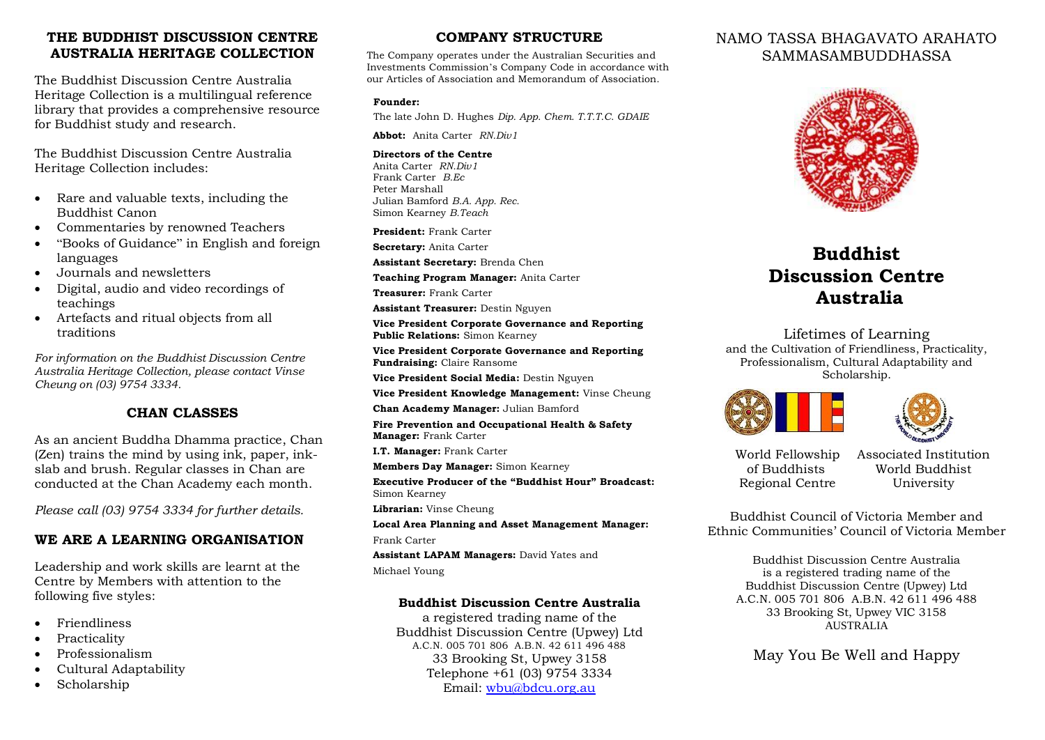## THE BUDDHIST DISCUSSION CENTRE AUSTRALIA HERITAGE COLLECTION

The Buddhist Discussion Centre Australia Heritage Collection is a multilingual reference library that provides a comprehensive resource for Buddhist study and research.

The Buddhist Discussion Centre Australia Heritage Collection includes:

- Rare and valuable texts, including the Buddhist Canon
- Commentaries by renowned Teachers
- "Books of Guidance" in English and foreign languages
- Journals and newsletters
- Digital, audio and video recordings of teachings
- Artefacts and ritual objects from all traditions

*For information on the Buddhist Discussion Centre Australia Heritage Collection, please contact Vinse Cheung on (03) 9754 3334.*

## CHAN CLASSES

As an ancient Buddha Dhamma practice, Chan (Zen) trains the mind by using ink, paper, ink-slab and brush. Regular classes in Chan are conducted at the Chan Academy each month.

*Please call (03) 9754 3334 for further details.*

## WE ARE A LEARNING ORGANISATION

Leadership and work skills are learnt at the Centre by Members with attention to the following five styles:

- Friendliness
- Practicality
- Professionalism
- Cultural Adaptability
- Scholarship

## COMPANY STRUCTURE

The Company operates under the Australian Securities and Investments Commission's Company Code in accordance with our Articles of Association and Memorandum of Association.

**Founder:**
The late John D. Hughes *Dip. App. Chem. T.T.T.C. GDAIE*

**Abbot:** Anita Carter *RN.Div1*

**Directors of the Centre**
Anita Carter *RN.Div1*
Frank Carter *B.Ec*
Peter Marshall
Julian Bamford *B.A. App. Rec.*
Simon Kearney *B.Teach*

**President:** Frank Carter

**Secretary:** Anita Carter

**Assistant Secretary:** Brenda Chen

**Teaching Program Manager:** Anita Carter

**Treasurer:** Frank Carter

**Assistant Treasurer:** Destin Nguyen

**Vice President Corporate Governance and Reporting Public Relations:** Simon Kearney

**Vice President Corporate Governance and Reporting Fundraising:** Claire Ransome

**Vice President Social Media:** Destin Nguyen

**Vice President Knowledge Management:** Vinse Cheung

**Chan Academy Manager:** Julian Bamford

**Fire Prevention and Occupational Health & Safety Manager:** Frank Carter

**I.T. Manager:** Frank Carter

**Members Day Manager:** Simon Kearney

**Executive Producer of the "Buddhist Hour" Broadcast:** Simon Kearney

**Librarian:** Vinse Cheung

**Local Area Planning and Asset Management Manager:** Frank Carter

**Assistant LAPAM Managers:** David Yates and Michael Young

**Buddhist Discussion Centre Australia**
a registered trading name of the
Buddhist Discussion Centre (Upwey) Ltd
A.C.N. 005 701 806 A.B.N. 42 611 496 488
33 Brooking St, Upwey 3158
Telephone +61 (03) 9754 3334
Email: wbu@bdcu.org.au

NAMO TASSA BHAGAVATO ARAHATO SAMMASAMBUDDHASSA

# Buddhist Discussion Centre Australia

Lifetimes of Learning
and the Cultivation of Friendliness, Practicality, Professionalism, Cultural Adaptability and Scholarship.

World Fellowship of Buddhists Regional Centre

Associated Institution World Buddhist University

Buddhist Council of Victoria Member and Ethnic Communities' Council of Victoria Member

Buddhist Discussion Centre Australia
is a registered trading name of the
Buddhist Discussion Centre (Upwey) Ltd
A.C.N. 005 701 806 A.B.N. 42 611 496 488
33 Brooking St, Upwey VIC 3158
AUSTRALIA

May You Be Well and Happy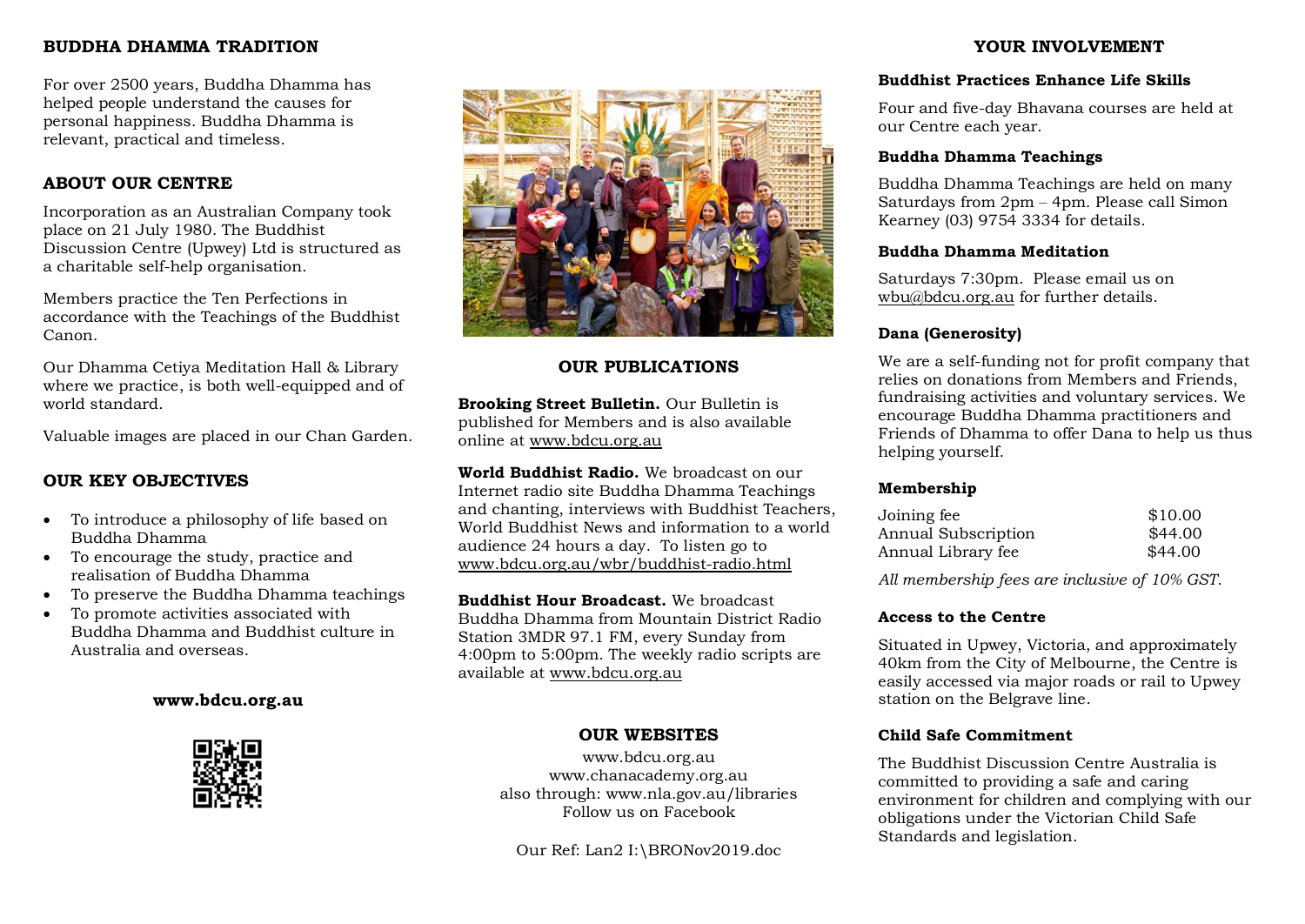## BUDDHA DHAMMA TRADITION

For over 2500 years, Buddha Dhamma has helped people understand the causes for personal happiness. Buddha Dhamma is relevant, practical and timeless.

## ABOUT OUR CENTRE

Incorporation as an Australian Company took place on 21 July 1980. The Buddhist Discussion Centre (Upwey) Ltd is structured as a charitable self-help organisation.

Members practice the Ten Perfections in accordance with the Teachings of the Buddhist Canon.

Our Dhamma Cetiya Meditation Hall & Library where we practice, is both well-equipped and of world standard.

Valuable images are placed in our Chan Garden.

## OUR KEY OBJECTIVES

- To introduce a philosophy of life based on Buddha Dhamma
- To encourage the study, practice and realisation of Buddha Dhamma
- To preserve the Buddha Dhamma teachings
- To promote activities associated with Buddha Dhamma and Buddhist culture in Australia and overseas.

**www.bdcu.org.au**

## OUR PUBLICATIONS

**Brooking Street Bulletin.** Our Bulletin is published for Members and is also available online at www.bdcu.org.au

**World Buddhist Radio.** We broadcast on our Internet radio site Buddha Dhamma Teachings and chanting, interviews with Buddhist Teachers, World Buddhist News and information to a world audience 24 hours a day. To listen go to www.bdcu.org.au/wbr/buddhist-radio.html

**Buddhist Hour Broadcast.** We broadcast Buddha Dhamma from Mountain District Radio Station 3MDR 97.1 FM, every Sunday from 4:00pm to 5:00pm. The weekly radio scripts are available at www.bdcu.org.au

## OUR WEBSITES

www.bdcu.org.au
www.chanacademy.org.au
also through: www.nla.gov.au/libraries
Follow us on Facebook

Our Ref: Lan2 I:\BRONov2019.doc

## YOUR INVOLVEMENT

### Buddhist Practices Enhance Life Skills

Four and five-day Bhavana courses are held at our Centre each year.

### Buddha Dhamma Teachings

Buddha Dhamma Teachings are held on many Saturdays from 2pm – 4pm. Please call Simon Kearney (03) 9754 3334 for details.

### Buddha Dhamma Meditation

Saturdays 7:30pm. Please email us on wbu@bdcu.org.au for further details.

### Dana (Generosity)

We are a self-funding not for profit company that relies on donations from Members and Friends, fundraising activities and voluntary services. We encourage Buddha Dhamma practitioners and Friends of Dhamma to offer Dana to help us thus helping yourself.

### Membership

| | |
|---|---|
| Joining fee | $10.00 |
| Annual Subscription | $44.00 |
| Annual Library fee | $44.00 |

*All membership fees are inclusive of 10% GST.*

### Access to the Centre

Situated in Upwey, Victoria, and approximately 40km from the City of Melbourne, the Centre is easily accessed via major roads or rail to Upwey station on the Belgrave line.

### Child Safe Commitment

The Buddhist Discussion Centre Australia is committed to providing a safe and caring environment for children and complying with our obligations under the Victorian Child Safe Standards and legislation.